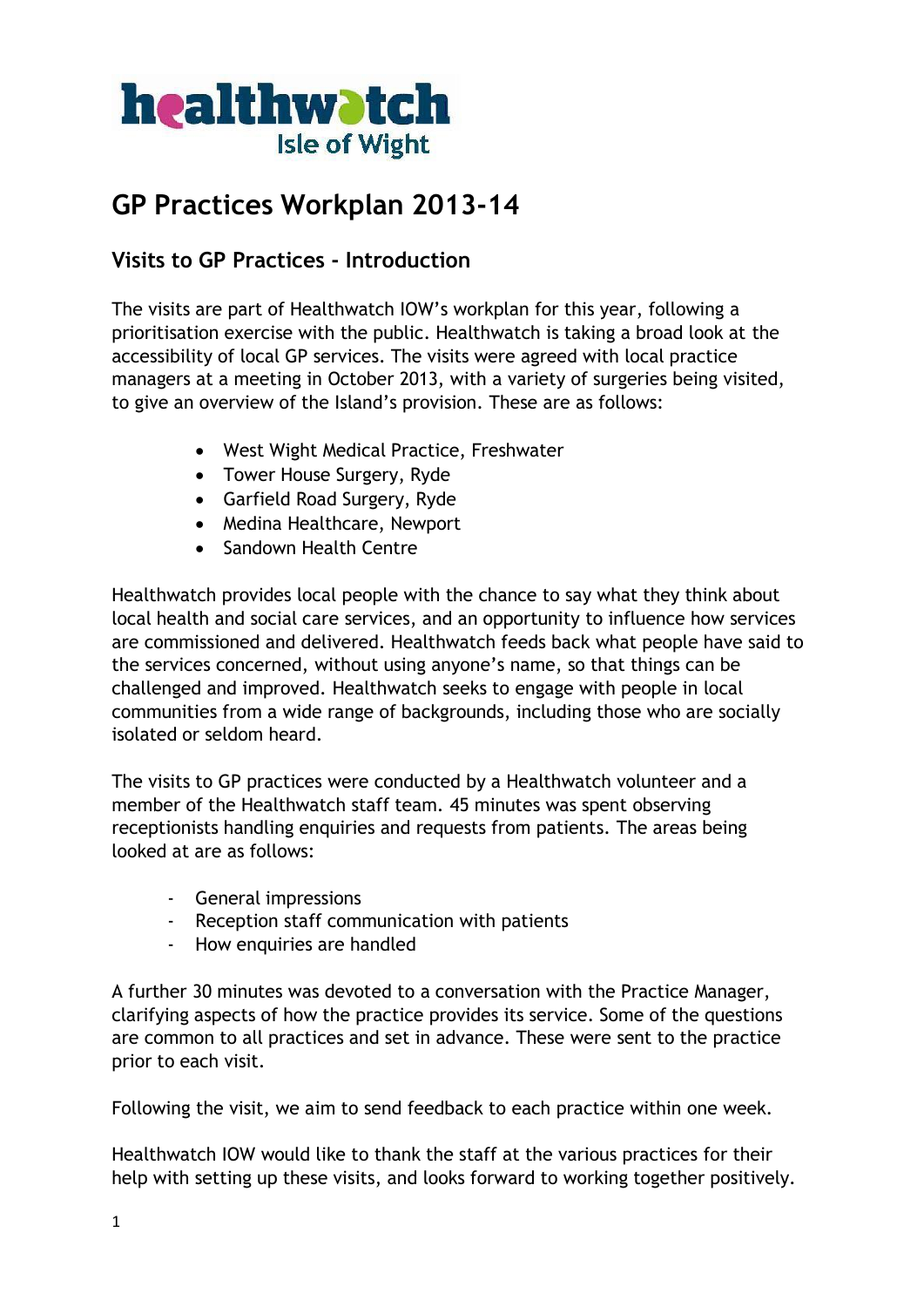healthwatch Isle of Wight

# GP Practices Workplan 2013-14

## Visits to GP Practices - Introduction

The visits are part of Healthwatch IOW's workplan for this year, following a prioritisation exercise with the public. Healthwatch is taking a broad look at the accessibility of local GP services. The visits were agreed with local practice managers at a meeting in October 2013, with a variety of surgeries being visited, to give an overview of the Island's provision. These are as follows:

- West Wight Medical Practice, Freshwater
- Tower House Surgery, Ryde
- Garfield Road Surgery, Ryde
- Medina Healthcare, Newport
- Sandown Health Centre

Healthwatch provides local people with the chance to say what they think about local health and social care services, and an opportunity to influence how services are commissioned and delivered. Healthwatch feeds back what people have said to the services concerned, without using anyone's name, so that things can be challenged and improved. Healthwatch seeks to engage with people in local communities from a wide range of backgrounds, including those who are socially isolated or seldom heard.

The visits to GP practices were conducted by a Healthwatch volunteer and a member of the Healthwatch staff team. 45 minutes was spent observing receptionists handling enquiries and requests from patients. The areas being looked at are as follows:

- General impressions
- Reception staff communication with patients
- How enquiries are handled

A further 30 minutes was devoted to a conversation with the Practice Manager, clarifying aspects of how the practice provides its service. Some of the questions are common to all practices and set in advance. These were sent to the practice prior to each visit.

Following the visit, we aim to send feedback to each practice within one week.

Healthwatch IOW would like to thank the staff at the various practices for their help with setting up these visits, and looks forward to working together positively.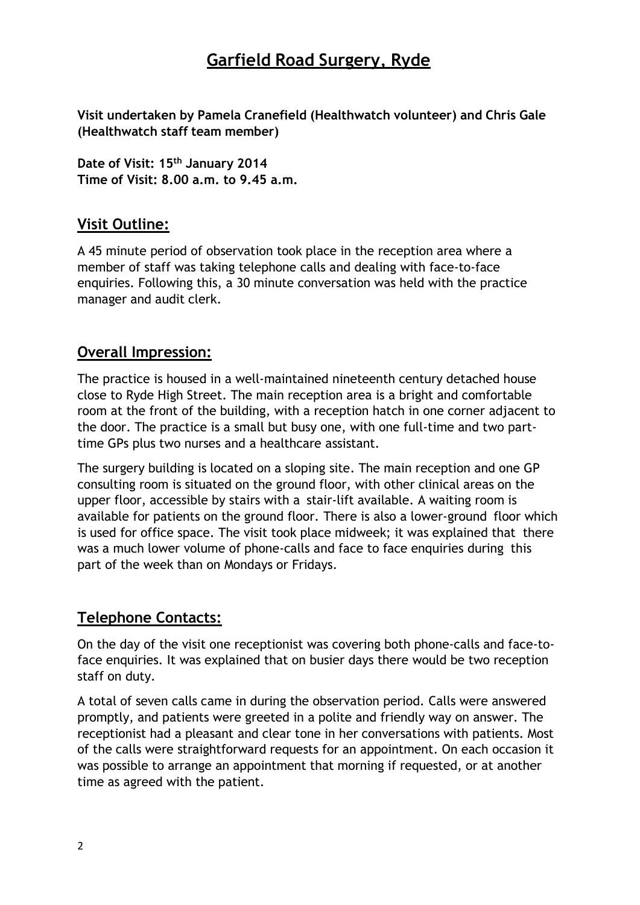# Garfield Road Surgery, Ryde

**Visit undertaken by Pamela Cranefield (Healthwatch volunteer) and Chris Gale (Healthwatch staff team member)**

**Date of Visit: 15th January 2014**
**Time of Visit: 8.00 a.m. to 9.45 a.m.**

## Visit Outline:

A 45 minute period of observation took place in the reception area where a member of staff was taking telephone calls and dealing with face-to-face enquiries. Following this, a 30 minute conversation was held with the practice manager and audit clerk.

## Overall Impression:

The practice is housed in a well-maintained nineteenth century detached house close to Ryde High Street. The main reception area is a bright and comfortable room at the front of the building, with a reception hatch in one corner adjacent to the door. The practice is a small but busy one, with one full-time and two part-time GPs plus two nurses and a healthcare assistant.

The surgery building is located on a sloping site. The main reception and one GP consulting room is situated on the ground floor, with other clinical areas on the upper floor, accessible by stairs with a stair-lift available. A waiting room is available for patients on the ground floor. There is also a lower-ground floor which is used for office space. The visit took place midweek; it was explained that there was a much lower volume of phone-calls and face to face enquiries during this part of the week than on Mondays or Fridays.

## Telephone Contacts:

On the day of the visit one receptionist was covering both phone-calls and face-to-face enquiries. It was explained that on busier days there would be two reception staff on duty.

A total of seven calls came in during the observation period. Calls were answered promptly, and patients were greeted in a polite and friendly way on answer. The receptionist had a pleasant and clear tone in her conversations with patients. Most of the calls were straightforward requests for an appointment. On each occasion it was possible to arrange an appointment that morning if requested, or at another time as agreed with the patient.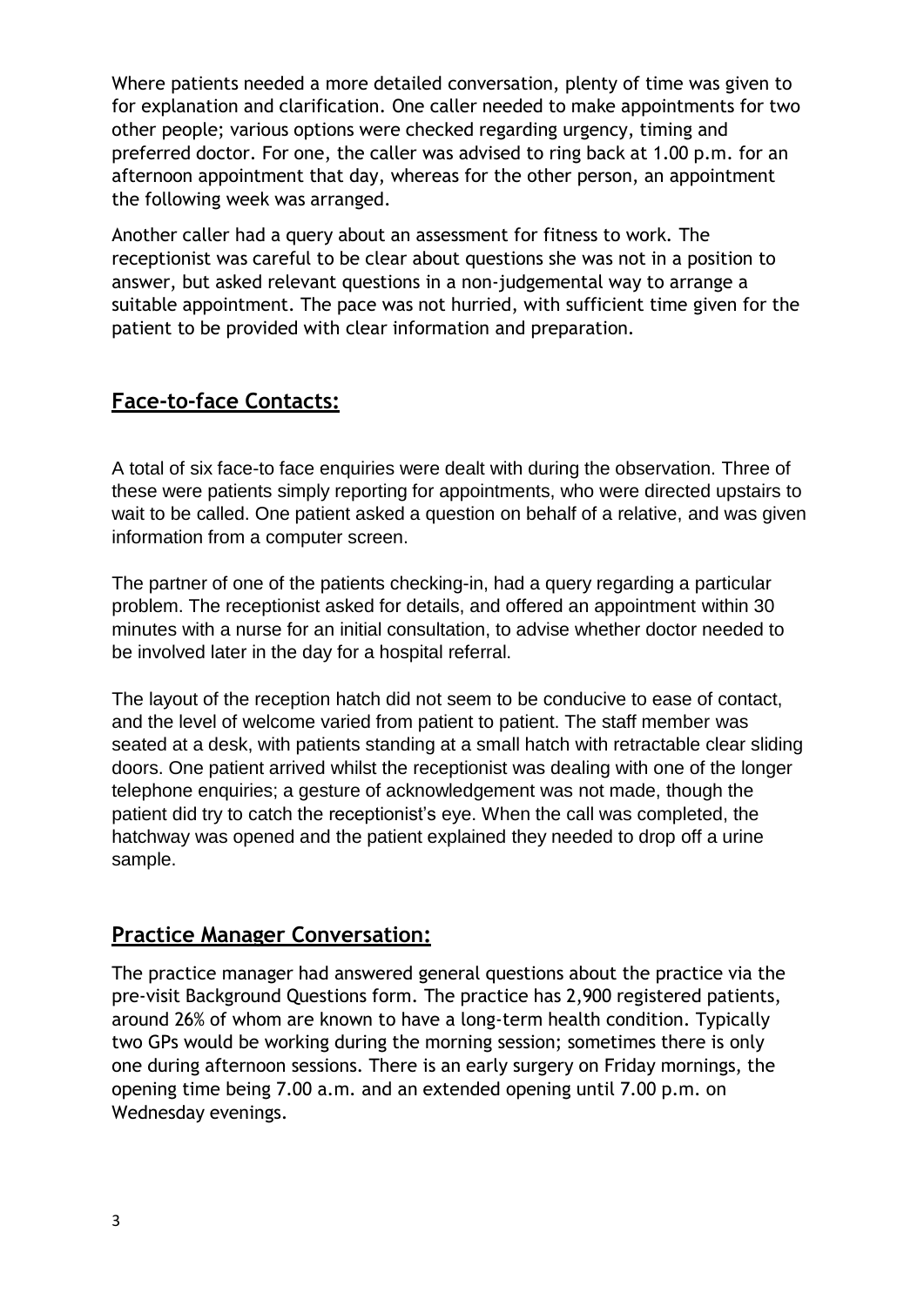Where patients needed a more detailed conversation, plenty of time was given to for explanation and clarification. One caller needed to make appointments for two other people; various options were checked regarding urgency, timing and preferred doctor. For one, the caller was advised to ring back at 1.00 p.m. for an afternoon appointment that day, whereas for the other person, an appointment the following week was arranged.

Another caller had a query about an assessment for fitness to work. The receptionist was careful to be clear about questions she was not in a position to answer, but asked relevant questions in a non-judgemental way to arrange a suitable appointment. The pace was not hurried, with sufficient time given for the patient to be provided with clear information and preparation.

## **Face-to-face Contacts:**

A total of six face-to face enquiries were dealt with during the observation. Three of these were patients simply reporting for appointments, who were directed upstairs to wait to be called. One patient asked a question on behalf of a relative, and was given information from a computer screen.

The partner of one of the patients checking-in, had a query regarding a particular problem. The receptionist asked for details, and offered an appointment within 30 minutes with a nurse for an initial consultation, to advise whether doctor needed to be involved later in the day for a hospital referral.

The layout of the reception hatch did not seem to be conducive to ease of contact, and the level of welcome varied from patient to patient. The staff member was seated at a desk, with patients standing at a small hatch with retractable clear sliding doors. One patient arrived whilst the receptionist was dealing with one of the longer telephone enquiries; a gesture of acknowledgement was not made, though the patient did try to catch the receptionist's eye. When the call was completed, the hatchway was opened and the patient explained they needed to drop off a urine sample.

## **Practice Manager Conversation:**

The practice manager had answered general questions about the practice via the pre-visit Background Questions form. The practice has 2,900 registered patients, around 26% of whom are known to have a long-term health condition. Typically two GPs would be working during the morning session; sometimes there is only one during afternoon sessions. There is an early surgery on Friday mornings, the opening time being 7.00 a.m. and an extended opening until 7.00 p.m. on Wednesday evenings.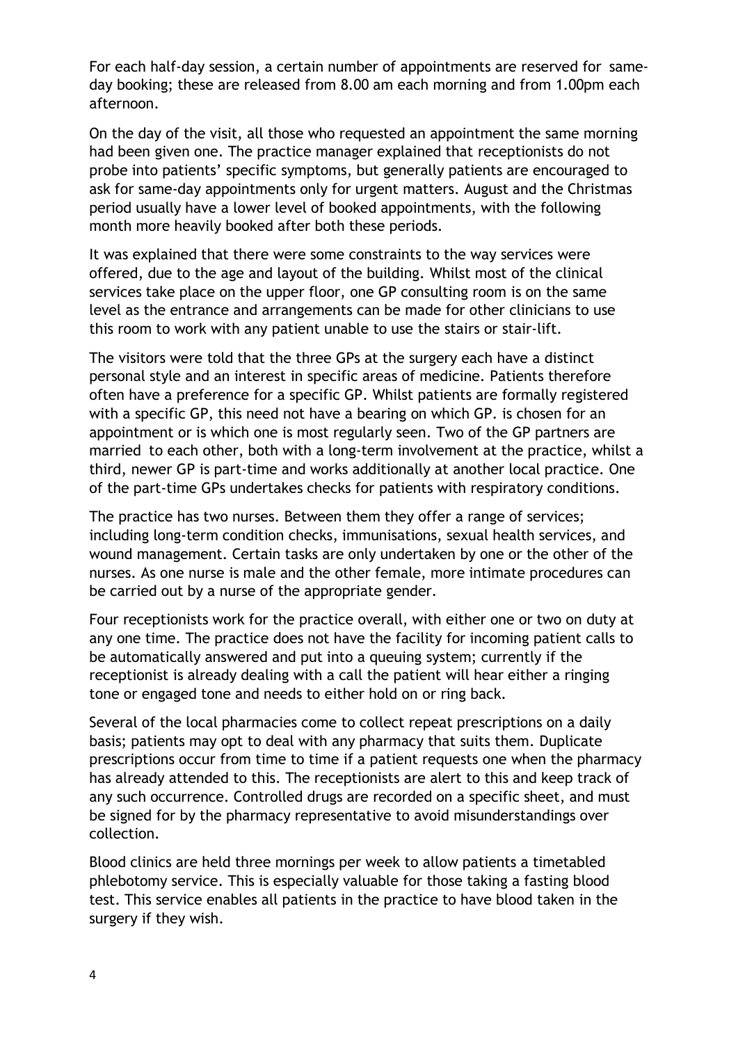For each half-day session, a certain number of appointments are reserved for same-day booking; these are released from 8.00 am each morning and from 1.00pm each afternoon.

On the day of the visit, all those who requested an appointment the same morning had been given one. The practice manager explained that receptionists do not probe into patients' specific symptoms, but generally patients are encouraged to ask for same-day appointments only for urgent matters. August and the Christmas period usually have a lower level of booked appointments, with the following month more heavily booked after both these periods.

It was explained that there were some constraints to the way services were offered, due to the age and layout of the building. Whilst most of the clinical services take place on the upper floor, one GP consulting room is on the same level as the entrance and arrangements can be made for other clinicians to use this room to work with any patient unable to use the stairs or stair-lift.

The visitors were told that the three GPs at the surgery each have a distinct personal style and an interest in specific areas of medicine. Patients therefore often have a preference for a specific GP. Whilst patients are formally registered with a specific GP, this need not have a bearing on which GP. is chosen for an appointment or is which one is most regularly seen. Two of the GP partners are married to each other, both with a long-term involvement at the practice, whilst a third, newer GP is part-time and works additionally at another local practice. One of the part-time GPs undertakes checks for patients with respiratory conditions.

The practice has two nurses. Between them they offer a range of services; including long-term condition checks, immunisations, sexual health services, and wound management. Certain tasks are only undertaken by one or the other of the nurses. As one nurse is male and the other female, more intimate procedures can be carried out by a nurse of the appropriate gender.

Four receptionists work for the practice overall, with either one or two on duty at any one time. The practice does not have the facility for incoming patient calls to be automatically answered and put into a queuing system; currently if the receptionist is already dealing with a call the patient will hear either a ringing tone or engaged tone and needs to either hold on or ring back.

Several of the local pharmacies come to collect repeat prescriptions on a daily basis; patients may opt to deal with any pharmacy that suits them. Duplicate prescriptions occur from time to time if a patient requests one when the pharmacy has already attended to this. The receptionists are alert to this and keep track of any such occurrence. Controlled drugs are recorded on a specific sheet, and must be signed for by the pharmacy representative to avoid misunderstandings over collection.

Blood clinics are held three mornings per week to allow patients a timetabled phlebotomy service. This is especially valuable for those taking a fasting blood test. This service enables all patients in the practice to have blood taken in the surgery if they wish.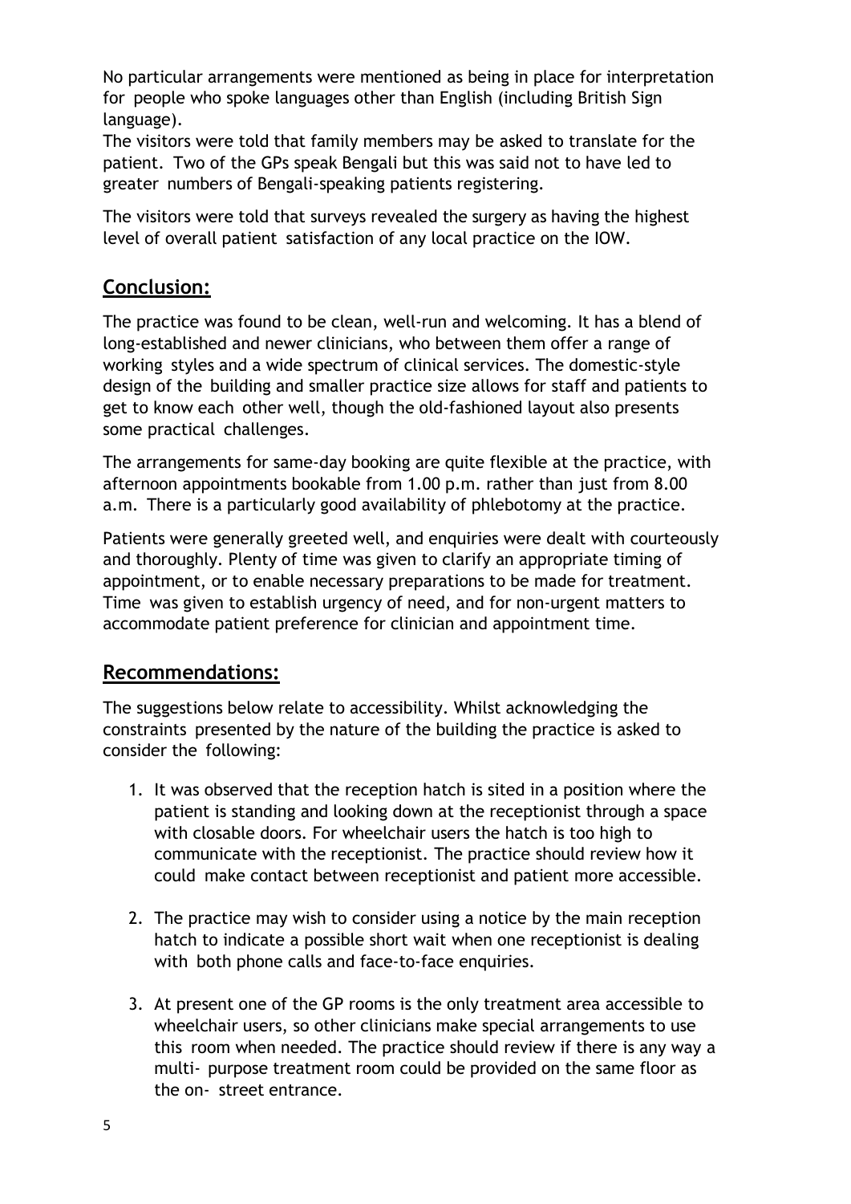No particular arrangements were mentioned as being in place for interpretation for people who spoke languages other than English (including British Sign language).

The visitors were told that family members may be asked to translate for the patient. Two of the GPs speak Bengali but this was said not to have led to greater numbers of Bengali-speaking patients registering.

The visitors were told that surveys revealed the surgery as having the highest level of overall patient satisfaction of any local practice on the IOW.

## Conclusion:

The practice was found to be clean, well-run and welcoming. It has a blend of long-established and newer clinicians, who between them offer a range of working styles and a wide spectrum of clinical services. The domestic-style design of the building and smaller practice size allows for staff and patients to get to know each other well, though the old-fashioned layout also presents some practical challenges.

The arrangements for same-day booking are quite flexible at the practice, with afternoon appointments bookable from 1.00 p.m. rather than just from 8.00 a.m. There is a particularly good availability of phlebotomy at the practice.

Patients were generally greeted well, and enquiries were dealt with courteously and thoroughly. Plenty of time was given to clarify an appropriate timing of appointment, or to enable necessary preparations to be made for treatment. Time was given to establish urgency of need, and for non-urgent matters to accommodate patient preference for clinician and appointment time.

## Recommendations:

The suggestions below relate to accessibility. Whilst acknowledging the constraints presented by the nature of the building the practice is asked to consider the following:

1. It was observed that the reception hatch is sited in a position where the patient is standing and looking down at the receptionist through a space with closable doors. For wheelchair users the hatch is too high to communicate with the receptionist. The practice should review how it could make contact between receptionist and patient more accessible.

2. The practice may wish to consider using a notice by the main reception hatch to indicate a possible short wait when one receptionist is dealing with both phone calls and face-to-face enquiries.

3. At present one of the GP rooms is the only treatment area accessible to wheelchair users, so other clinicians make special arrangements to use this room when needed. The practice should review if there is any way a multi- purpose treatment room could be provided on the same floor as the on- street entrance.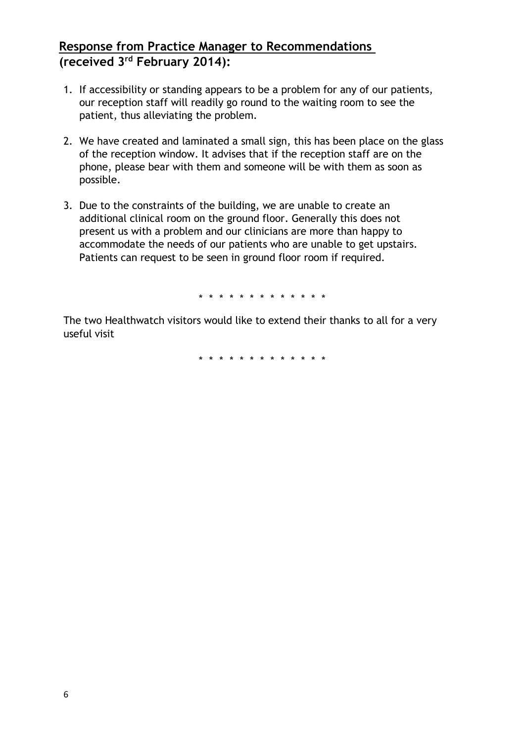## Response from Practice Manager to Recommendations (received 3rd February 2014):

1. If accessibility or standing appears to be a problem for any of our patients, our reception staff will readily go round to the waiting room to see the patient, thus alleviating the problem.

2. We have created and laminated a small sign, this has been place on the glass of the reception window. It advises that if the reception staff are on the phone, please bear with them and someone will be with them as soon as possible.

3. Due to the constraints of the building, we are unable to create an additional clinical room on the ground floor. Generally this does not present us with a problem and our clinicians are more than happy to accommodate the needs of our patients who are unable to get upstairs. Patients can request to be seen in ground floor room if required.

* * * * * * * * * * * * * *

The two Healthwatch visitors would like to extend their thanks to all for a very useful visit

* * * * * * * * * * * * * *